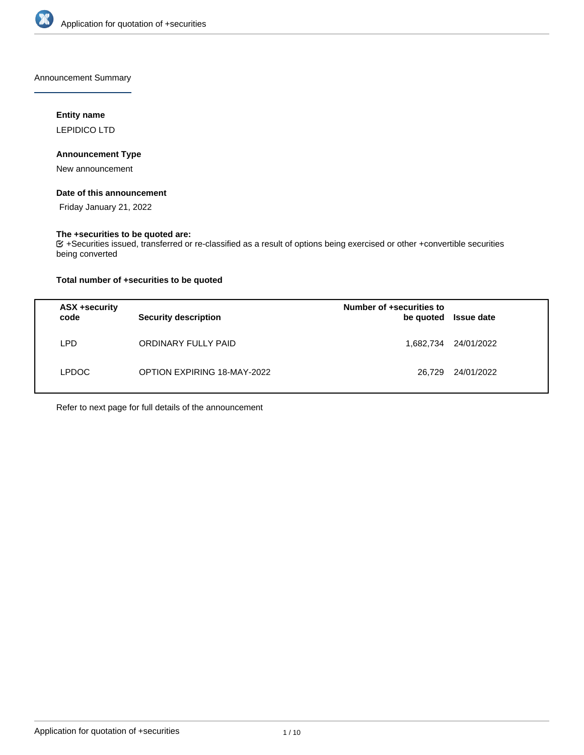Announcement Summary

**Entity name**

LEPIDICO LTD

**Announcement Type**

New announcement

**Date of this announcement**

Friday January 21, 2022

**The +securities to be quoted are:**

☑ +Securities issued, transferred or re-classified as a result of options being exercised or other +convertible securities being converted

**Total number of +securities to be quoted**

| ASX +security code | Security description | Number of +securities to be quoted | Issue date |
|---|---|---|---|
| LPD | ORDINARY FULLY PAID | 1,682,734 | 24/01/2022 |
| LPDOC | OPTION EXPIRING 18-MAY-2022 | 26,729 | 24/01/2022 |

Refer to next page for full details of the announcement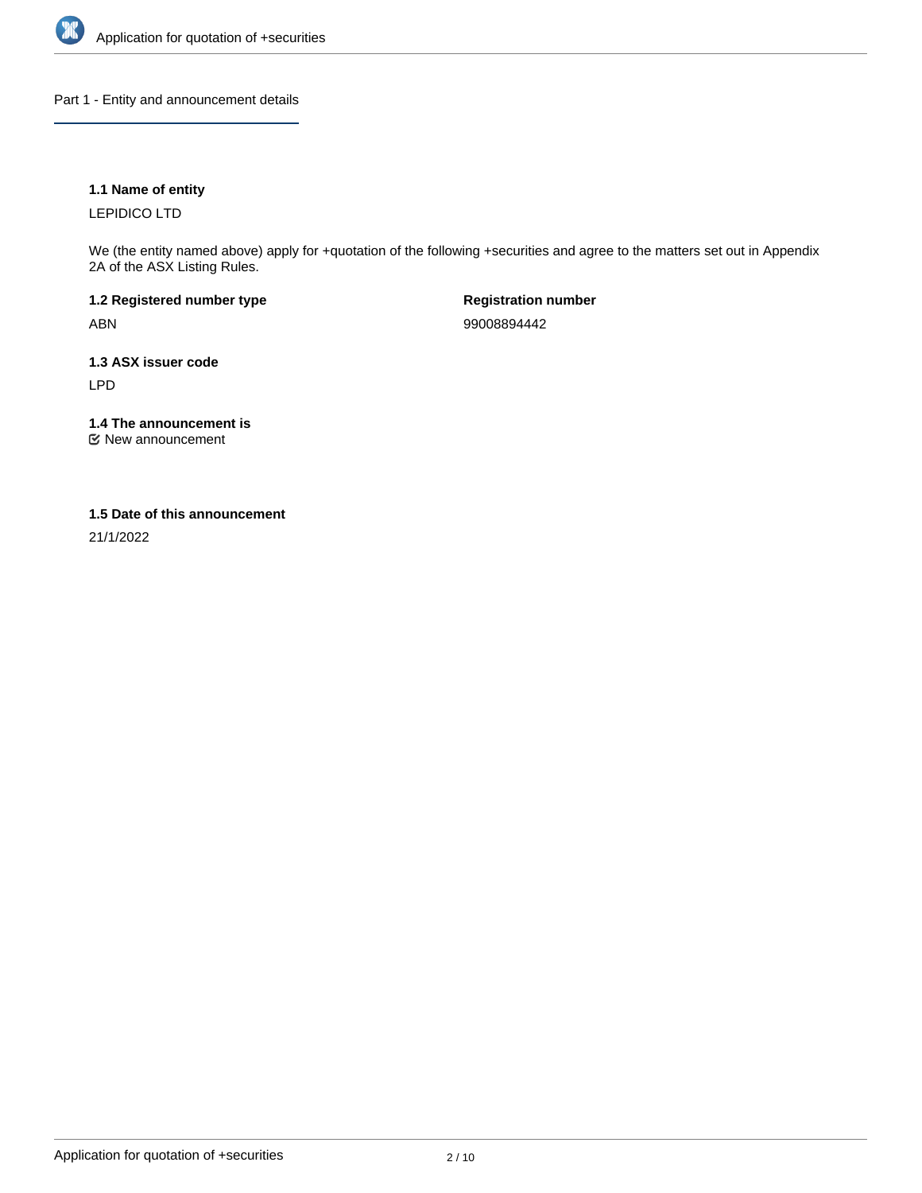## Part 1 - Entity and announcement details

**1.1 Name of entity**

LEPIDICO LTD

We (the entity named above) apply for +quotation of the following +securities and agree to the matters set out in Appendix 2A of the ASX Listing Rules.

**1.2 Registered number type**

ABN

**Registration number**

99008894442

**1.3 ASX issuer code**

LPD

**1.4 The announcement is**

☑ New announcement

**1.5 Date of this announcement**

21/1/2022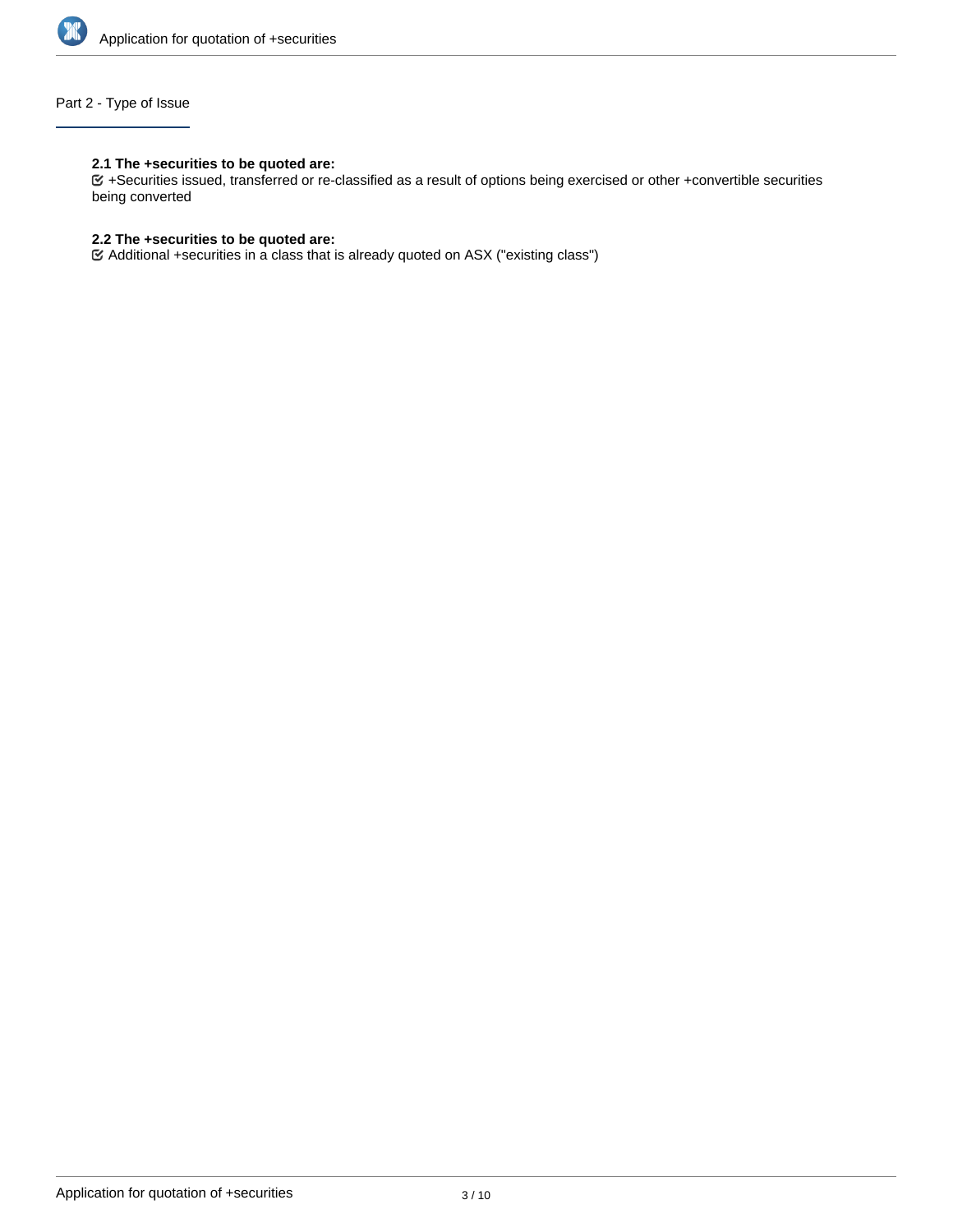## Part 2 - Type of Issue

**2.1 The +securities to be quoted are:**

☑ +Securities issued, transferred or re-classified as a result of options being exercised or other +convertible securities being converted

**2.2 The +securities to be quoted are:**

☑ Additional +securities in a class that is already quoted on ASX ("existing class")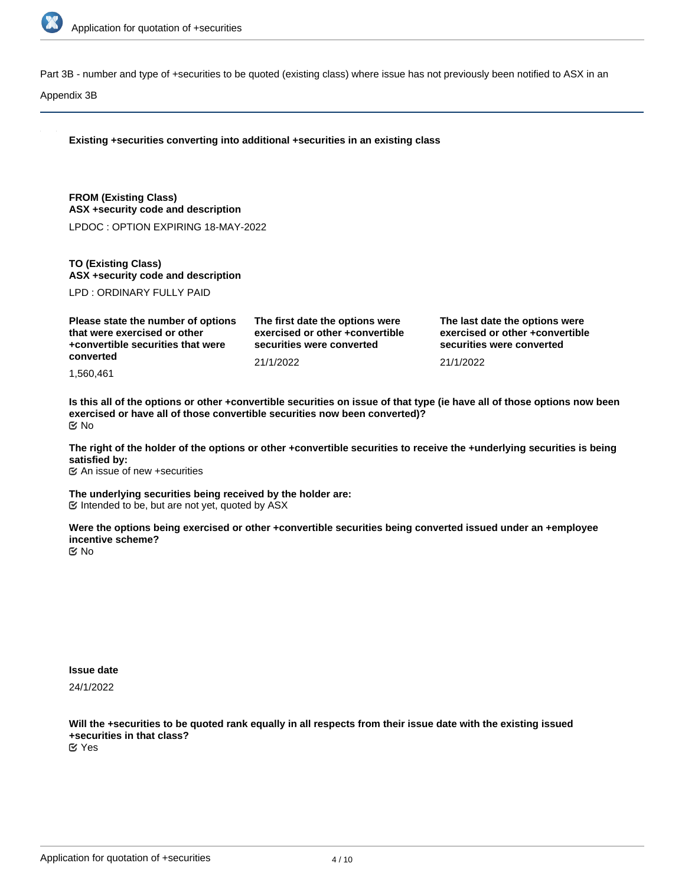Part 3B - number and type of +securities to be quoted (existing class) where issue has not previously been notified to ASX in an Appendix 3B

**Existing +securities converting into additional +securities in an existing class**

**FROM (Existing Class)**
**ASX +security code and description**

LPDOC : OPTION EXPIRING 18-MAY-2022

**TO (Existing Class)**
**ASX +security code and description**

LPD : ORDINARY FULLY PAID

| Please state the number of options that were exercised or other +convertible securities that were converted | The first date the options were exercised or other +convertible securities were converted | The last date the options were exercised or other +convertible securities were converted |
|---|---|---|
| 1,560,461 | 21/1/2022 | 21/1/2022 |

**Is this all of the options or other +convertible securities on issue of that type (ie have all of those options now been exercised or have all of those convertible securities now been converted)?**
☑ No

**The right of the holder of the options or other +convertible securities to receive the +underlying securities is being satisfied by:**
☑ An issue of new +securities

**The underlying securities being received by the holder are:**
☑ Intended to be, but are not yet, quoted by ASX

**Were the options being exercised or other +convertible securities being converted issued under an +employee incentive scheme?**
☑ No

**Issue date**

24/1/2022

**Will the +securities to be quoted rank equally in all respects from their issue date with the existing issued +securities in that class?**
☑ Yes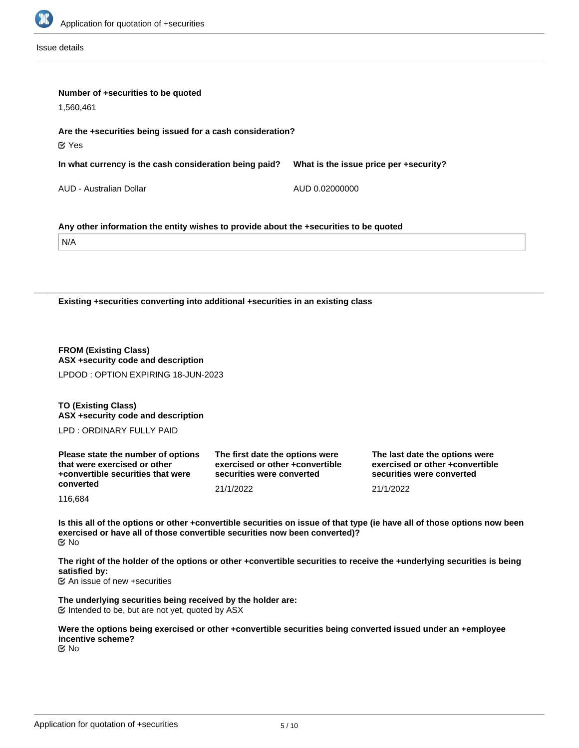Issue details

**Number of +securities to be quoted**

1,560,461

**Are the +securities being issued for a cash consideration?**

☑ Yes

| In what currency is the cash consideration being paid? | What is the issue price per +security? |
| --- | --- |
| AUD - Australian Dollar | AUD 0.02000000 |

**Any other information the entity wishes to provide about the +securities to be quoted**

N/A

**Existing +securities converting into additional +securities in an existing class**

**FROM (Existing Class)**
**ASX +security code and description**

LPDOD : OPTION EXPIRING 18-JUN-2023

**TO (Existing Class)**
**ASX +security code and description**

LPD : ORDINARY FULLY PAID

| Please state the number of options that were exercised or other +convertible securities that were converted | The first date the options were exercised or other +convertible securities were converted | The last date the options were exercised or other +convertible securities were converted |
| --- | --- | --- |
| 116,684 | 21/1/2022 | 21/1/2022 |

**Is this all of the options or other +convertible securities on issue of that type (ie have all of those options now been exercised or have all of those convertible securities now been converted)?**

☑ No

**The right of the holder of the options or other +convertible securities to receive the +underlying securities is being satisfied by:**

☑ An issue of new +securities

**The underlying securities being received by the holder are:**

☑ Intended to be, but are not yet, quoted by ASX

**Were the options being exercised or other +convertible securities being converted issued under an +employee incentive scheme?**

☑ No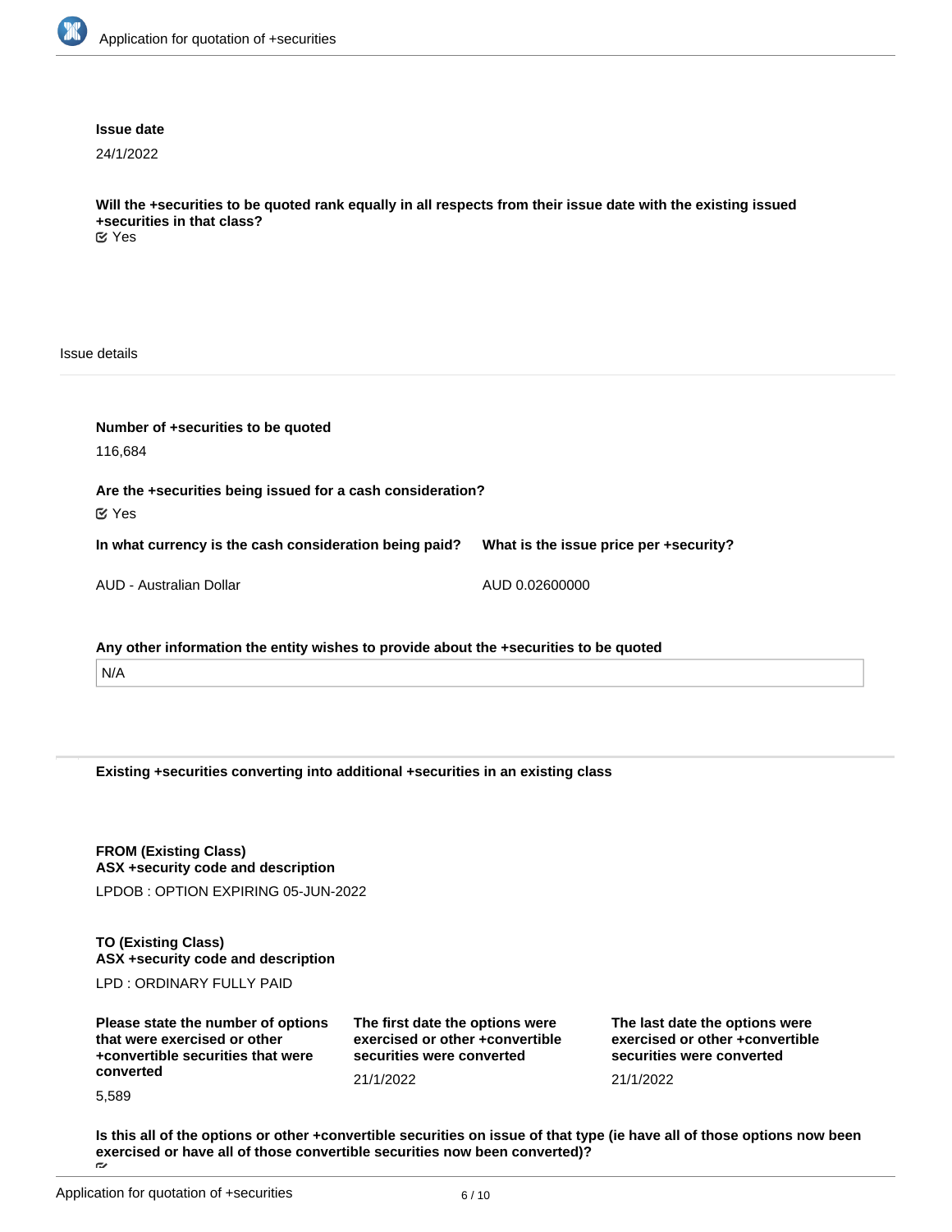**Issue date**

24/1/2022

**Will the +securities to be quoted rank equally in all respects from their issue date with the existing issued +securities in that class?**

☑ Yes

Issue details

**Number of +securities to be quoted**

116,684

**Are the +securities being issued for a cash consideration?**

☑ Yes

| In what currency is the cash consideration being paid? | What is the issue price per +security? |
| --- | --- |
| AUD - Australian Dollar | AUD 0.02600000 |

**Any other information the entity wishes to provide about the +securities to be quoted**

N/A

**Existing +securities converting into additional +securities in an existing class**

**FROM (Existing Class)**
**ASX +security code and description**

LPDOB : OPTION EXPIRING 05-JUN-2022

**TO (Existing Class)**
**ASX +security code and description**

LPD : ORDINARY FULLY PAID

| Please state the number of options that were exercised or other +convertible securities that were converted | The first date the options were exercised or other +convertible securities were converted | The last date the options were exercised or other +convertible securities were converted |
| --- | --- | --- |
| 5,589 | 21/1/2022 | 21/1/2022 |

**Is this all of the options or other +convertible securities on issue of that type (ie have all of those options now been exercised or have all of those convertible securities now been converted)?**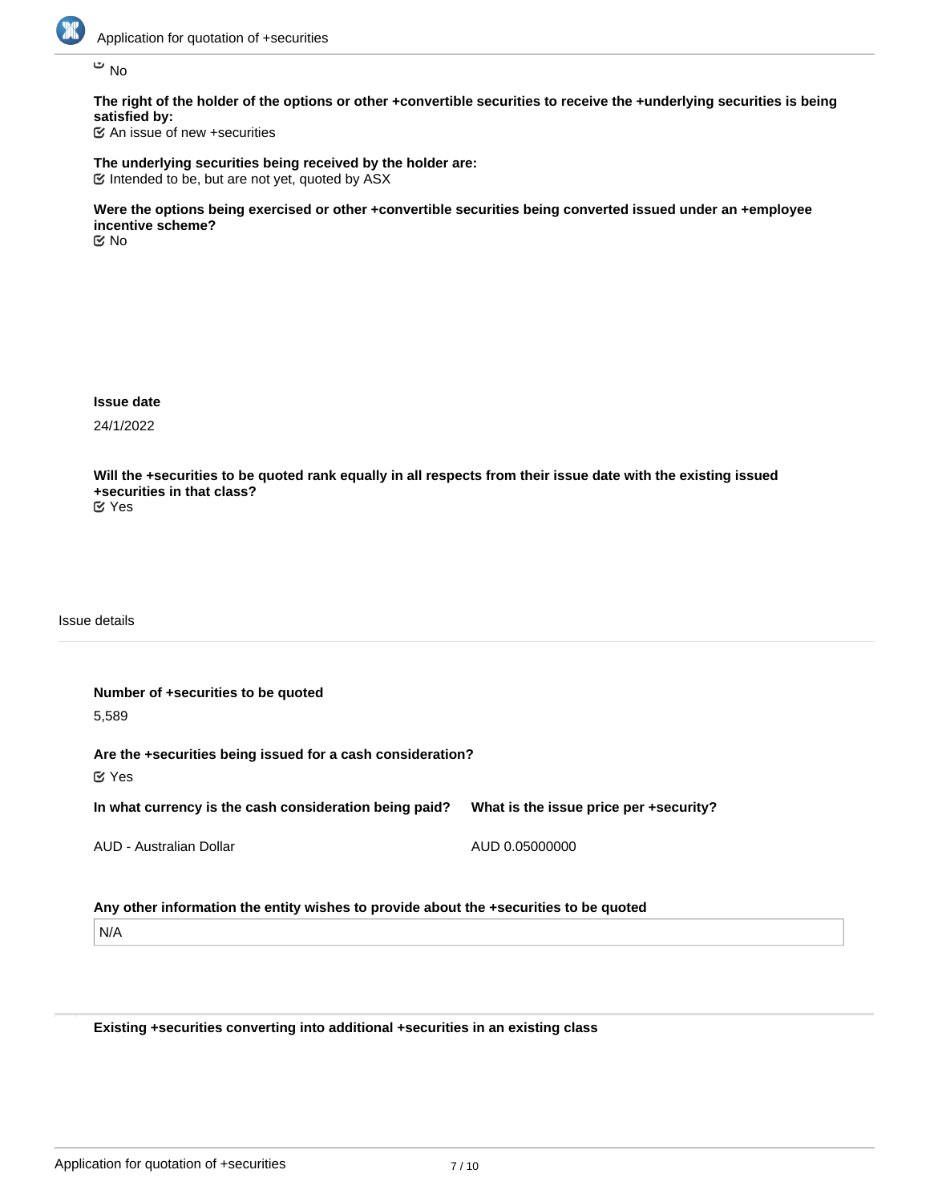☑ No

**The right of the holder of the options or other +convertible securities to receive the +underlying securities is being satisfied by:**

☑ An issue of new +securities

**The underlying securities being received by the holder are:**

☑ Intended to be, but are not yet, quoted by ASX

**Were the options being exercised or other +convertible securities being converted issued under an +employee incentive scheme?**

☑ No

**Issue date**

24/1/2022

**Will the +securities to be quoted rank equally in all respects from their issue date with the existing issued +securities in that class?**

☑ Yes

Issue details

**Number of +securities to be quoted**

5,589

**Are the +securities being issued for a cash consideration?**

☑ Yes

| In what currency is the cash consideration being paid? | What is the issue price per +security? |
| --- | --- |
| AUD - Australian Dollar | AUD 0.05000000 |

**Any other information the entity wishes to provide about the +securities to be quoted**

N/A

**Existing +securities converting into additional +securities in an existing class**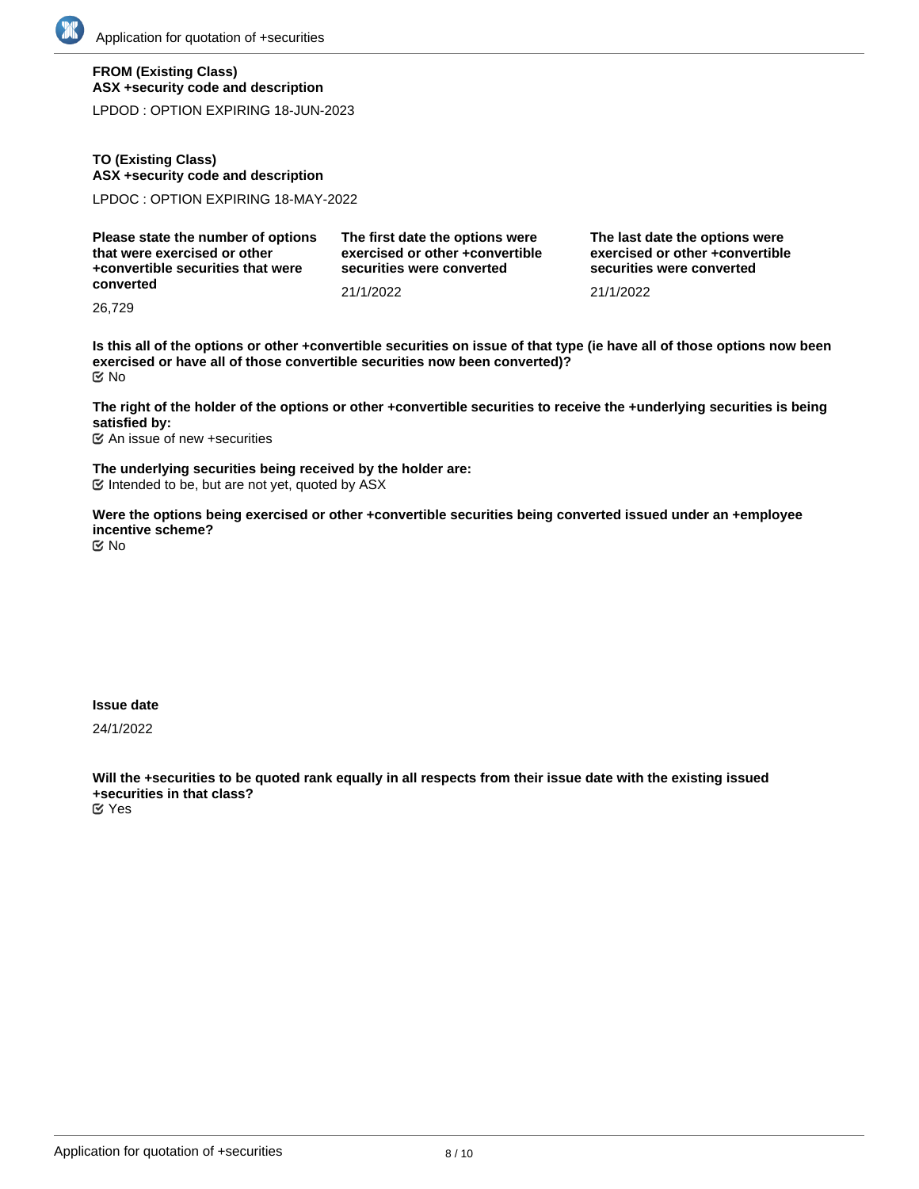**FROM (Existing Class)**
**ASX +security code and description**

LPDOD : OPTION EXPIRING 18-JUN-2023

**TO (Existing Class)**
**ASX +security code and description**

LPDOC : OPTION EXPIRING 18-MAY-2022

| Please state the number of options that were exercised or other +convertible securities that were converted | The first date the options were exercised or other +convertible securities were converted | The last date the options were exercised or other +convertible securities were converted |
|---|---|---|
| 26,729 | 21/1/2022 | 21/1/2022 |

**Is this all of the options or other +convertible securities on issue of that type (ie have all of those options now been exercised or have all of those convertible securities now been converted)?**

☑ No

**The right of the holder of the options or other +convertible securities to receive the +underlying securities is being satisfied by:**

☑ An issue of new +securities

**The underlying securities being received by the holder are:**

☑ Intended to be, but are not yet, quoted by ASX

**Were the options being exercised or other +convertible securities being converted issued under an +employee incentive scheme?**

☑ No

**Issue date**

24/1/2022

**Will the +securities to be quoted rank equally in all respects from their issue date with the existing issued +securities in that class?**

☑ Yes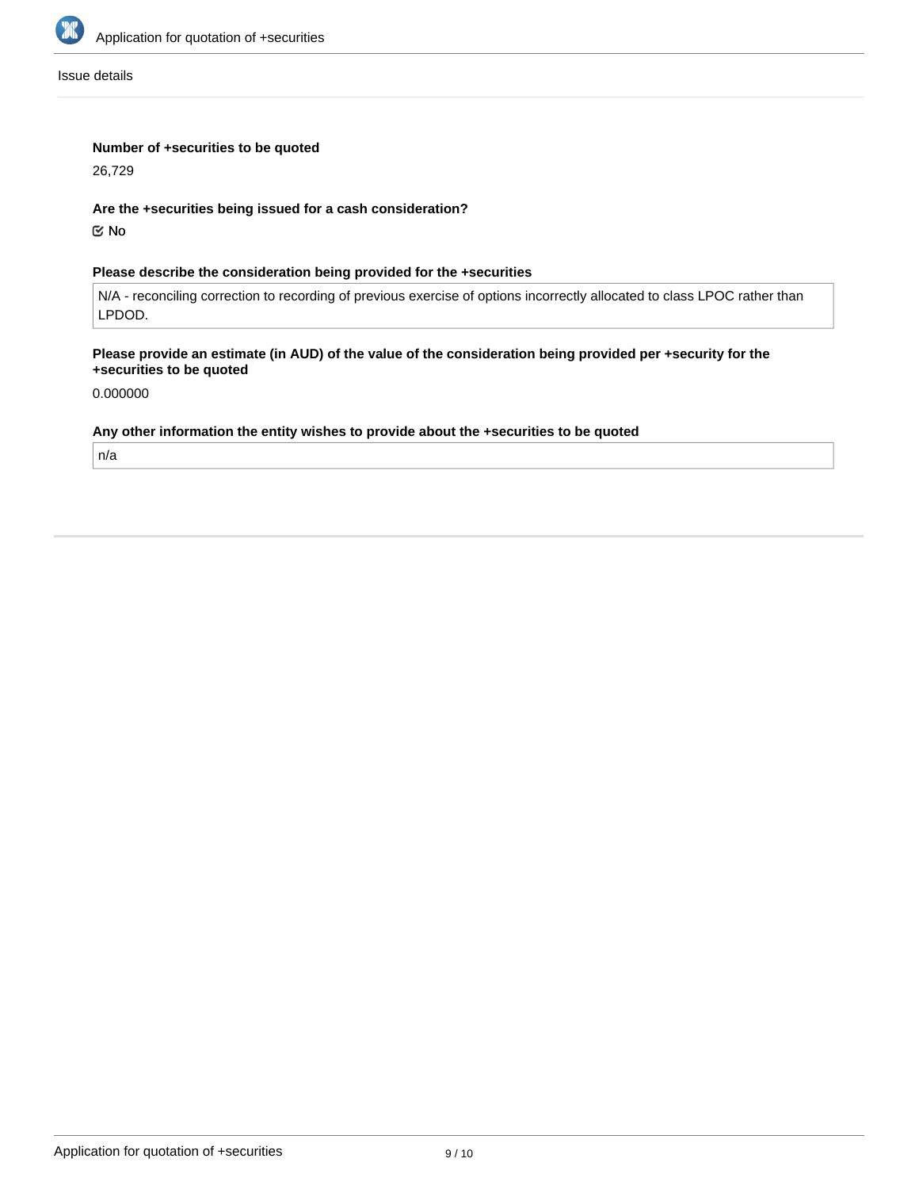Issue details

**Number of +securities to be quoted**

26,729

**Are the +securities being issued for a cash consideration?**

☑ No

**Please describe the consideration being provided for the +securities**

N/A - reconciling correction to recording of previous exercise of options incorrectly allocated to class LPOC rather than LPDOD.

**Please provide an estimate (in AUD) of the value of the consideration being provided per +security for the +securities to be quoted**

0.000000

**Any other information the entity wishes to provide about the +securities to be quoted**

n/a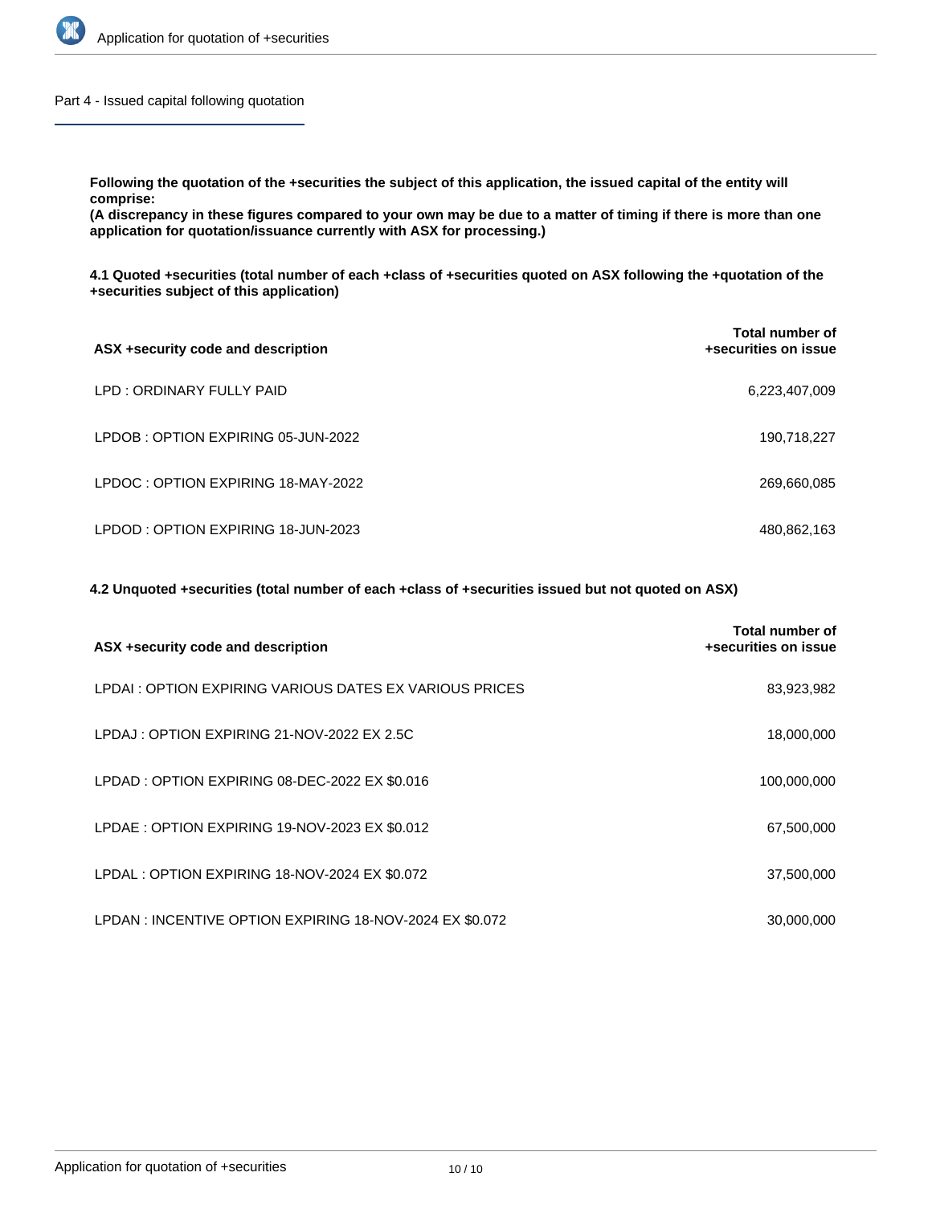## Part 4 - Issued capital following quotation

**Following the quotation of the +securities the subject of this application, the issued capital of the entity will comprise:**
**(A discrepancy in these figures compared to your own may be due to a matter of timing if there is more than one application for quotation/issuance currently with ASX for processing.)**

**4.1 Quoted +securities (total number of each +class of +securities quoted on ASX following the +quotation of the +securities subject of this application)**

| ASX +security code and description | Total number of +securities on issue |
|---|---|
| LPD : ORDINARY FULLY PAID | 6,223,407,009 |
| LPDOB : OPTION EXPIRING 05-JUN-2022 | 190,718,227 |
| LPDOC : OPTION EXPIRING 18-MAY-2022 | 269,660,085 |
| LPDOD : OPTION EXPIRING 18-JUN-2023 | 480,862,163 |

**4.2 Unquoted +securities (total number of each +class of +securities issued but not quoted on ASX)**

| ASX +security code and description | Total number of +securities on issue |
|---|---|
| LPDAI : OPTION EXPIRING VARIOUS DATES EX VARIOUS PRICES | 83,923,982 |
| LPDAJ : OPTION EXPIRING 21-NOV-2022 EX 2.5C | 18,000,000 |
| LPDAD : OPTION EXPIRING 08-DEC-2022 EX $0.016 | 100,000,000 |
| LPDAE : OPTION EXPIRING 19-NOV-2023 EX $0.012 | 67,500,000 |
| LPDAL : OPTION EXPIRING 18-NOV-2024 EX $0.072 | 37,500,000 |
| LPDAN : INCENTIVE OPTION EXPIRING 18-NOV-2024 EX $0.072 | 30,000,000 |